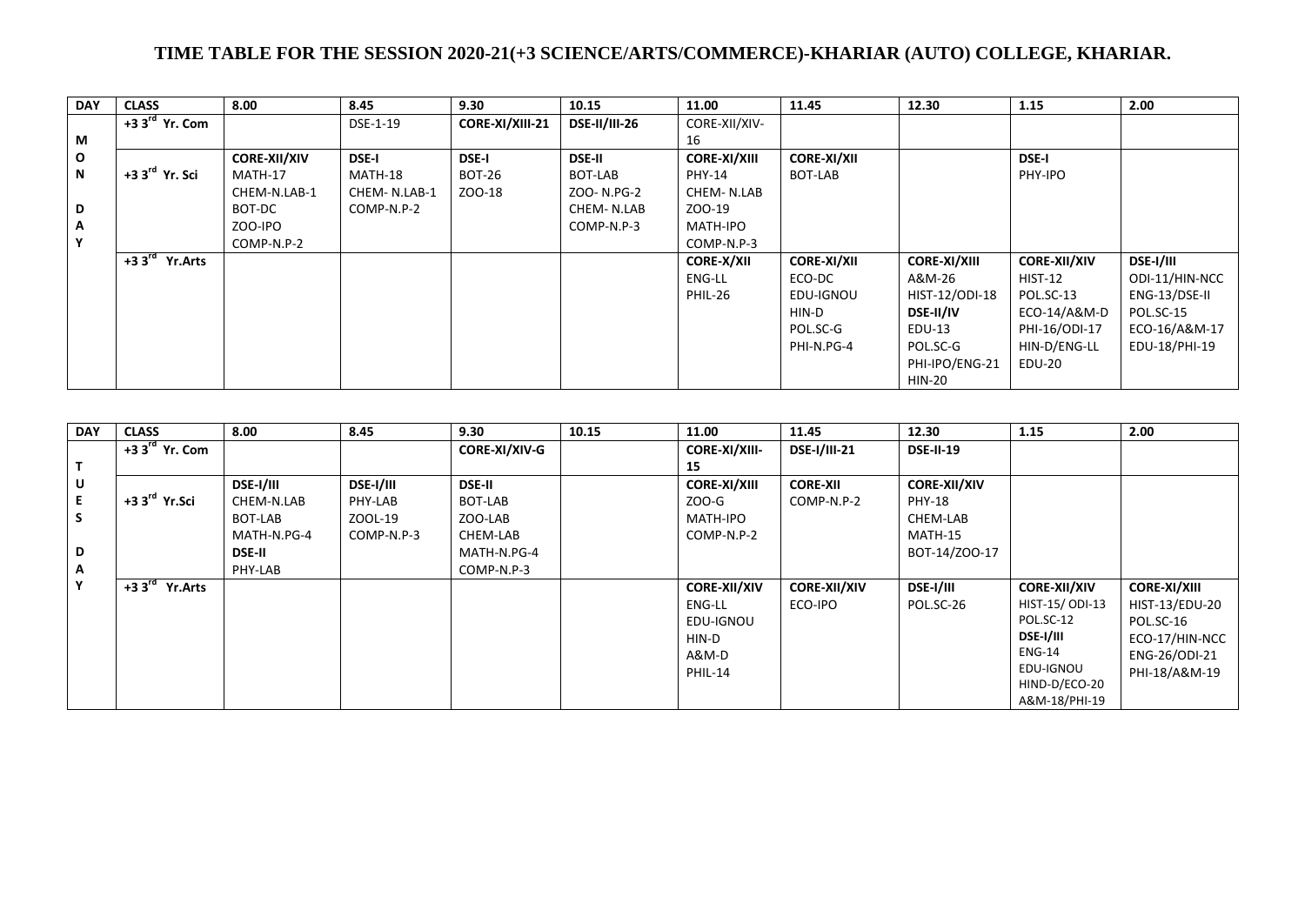# TIME TABLE FOR THE SESSION 2020-21(+3 SCIENCE/ARTS/COMMERCE)-KHARIAR (AUTO) COLLEGE, KHARIAR.

| DAY | CLASS | 8.00 | 8.45 | 9.30 | 10.15 | 11.00 | 11.45 | 12.30 | 1.15 | 2.00 |
|---|---|---|---|---|---|---|---|---|---|---|
| MONDAY | +3 3rd Yr. Com | | DSE-1-19 | **CORE-XI/XIII-21** | **DSE-II/III-26** | CORE-XII/XIV-16 | | | | |
| | +3 3rd Yr. Sci | **CORE-XII/XIV**<br>MATH-17<br>CHEM-N.LAB-1<br>BOT-DC<br>ZOO-IPO<br>COMP-N.P-2 | **DSE-I**<br>MATH-18<br>CHEM- N.LAB-1<br>COMP-N.P-2 | **DSE-I**<br>BOT-26<br>ZOO-18 | **DSE-II**<br>BOT-LAB<br>ZOO- N.PG-2<br>CHEM- N.LAB<br>COMP-N.P-3 | **CORE-XI/XIII**<br>PHY-14<br>CHEM- N.LAB<br>ZOO-19<br>MATH-IPO<br>COMP-N.P-3 | **CORE-XI/XII**<br>BOT-LAB | | **DSE-I**<br>PHY-IPO | |
| | +3 3rd Yr.Arts | | | | | **CORE-X/XII**<br>ENG-LL<br>PHIL-26 | **CORE-XI/XII**<br>ECO-DC<br>EDU-IGNOU<br>HIN-D<br>POL.SC-G<br>PHI-N.PG-4 | **CORE-XI/XIII**<br>A&M-26<br>HIST-12/ODI-18<br>**DSE-II/IV**<br>EDU-13<br>POL.SC-G<br>PHI-IPO/ENG-21<br>HIN-20 | **CORE-XII/XIV**<br>HIST-12<br>POL.SC-13<br>ECO-14/A&M-D<br>PHI-16/ODI-17<br>HIN-D/ENG-LL<br>EDU-20 | **DSE-I/III**<br>ODI-11/HIN-NCC<br>ENG-13/DSE-II<br>POL.SC-15<br>ECO-16/A&M-17<br>EDU-18/PHI-19 |

| DAY | CLASS | 8.00 | 8.45 | 9.30 | 10.15 | 11.00 | 11.45 | 12.30 | 1.15 | 2.00 |
|---|---|---|---|---|---|---|---|---|---|---|
| TUESDAY | +3 3rd Yr. Com | | | **CORE-XI/XIV-G** | | **CORE-XI/XIII-15** | **DSE-I/III-21** | **DSE-II-19** | | |
| | +3 3rd Yr.Sci | **DSE-I/III**<br>CHEM-N.LAB<br>BOT-LAB<br>MATH-N.PG-4<br>**DSE-II**<br>PHY-LAB | **DSE-I/III**<br>PHY-LAB<br>ZOOL-19<br>COMP-N.P-3 | **DSE-II**<br>BOT-LAB<br>ZOO-LAB<br>CHEM-LAB<br>MATH-N.PG-4<br>COMP-N.P-3 | | **CORE-XI/XIII**<br>ZOO-G<br>MATH-IPO<br>COMP-N.P-2 | **CORE-XII**<br>COMP-N.P-2 | **CORE-XII/XIV**<br>PHY-18<br>CHEM-LAB<br>MATH-15<br>BOT-14/ZOO-17 | | |
| | +3 3rd Yr.Arts | | | | | **CORE-XII/XIV**<br>ENG-LL<br>EDU-IGNOU<br>HIN-D<br>A&M-D<br>PHIL-14 | **CORE-XII/XIV**<br>ECO-IPO | **DSE-I/III**<br>POL.SC-26 | **CORE-XII/XIV**<br>HIST-15/ ODI-13<br>POL.SC-12<br>**DSE-I/III**<br>ENG-14<br>EDU-IGNOU<br>HIND-D/ECO-20<br>A&M-18/PHI-19 | **CORE-XI/XIII**<br>HIST-13/EDU-20<br>POL.SC-16<br>ECO-17/HIN-NCC<br>ENG-26/ODI-21<br>PHI-18/A&M-19 |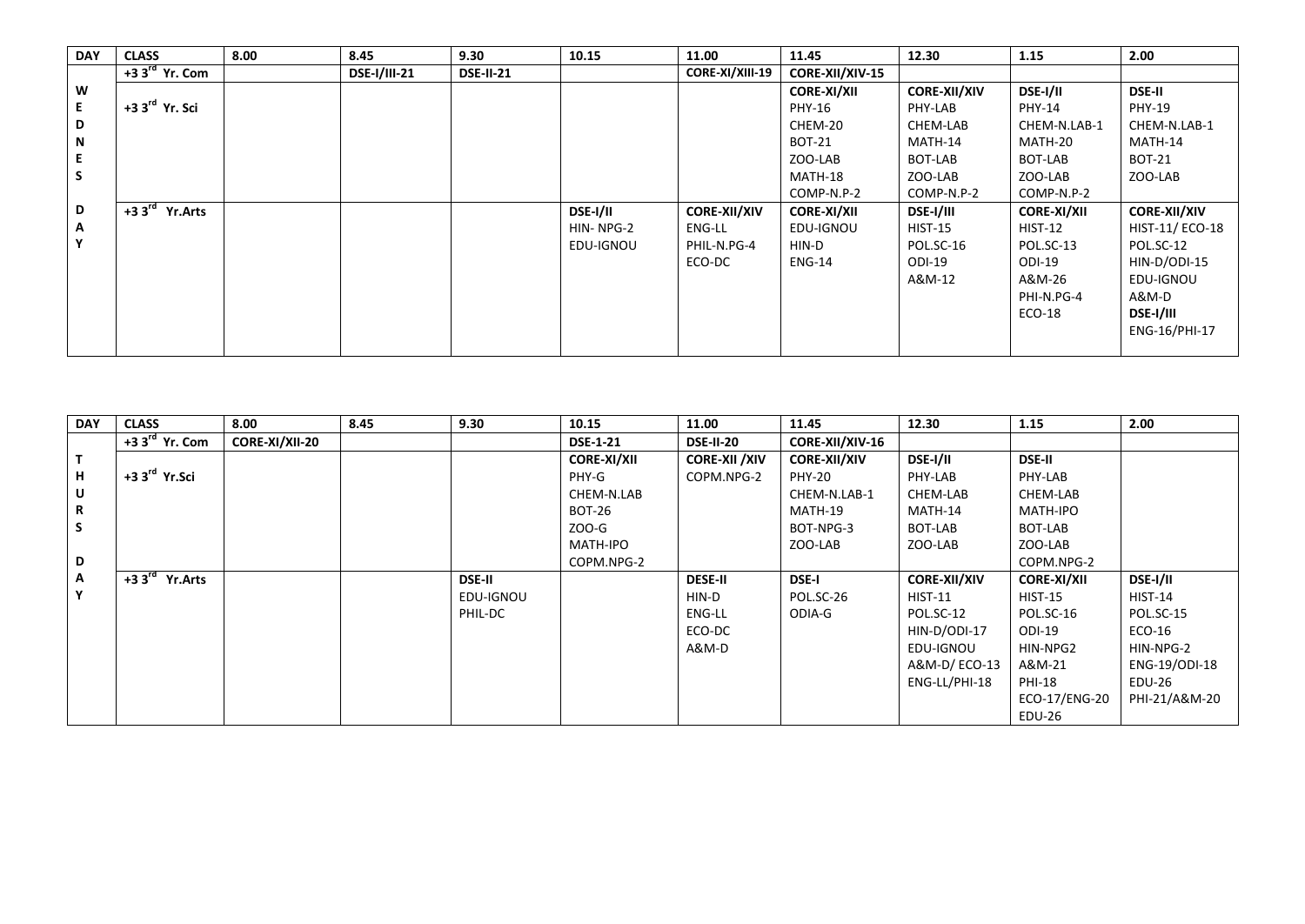| DAY | CLASS | 8.00 | 8.45 | 9.30 | 10.15 | 11.00 | 11.45 | 12.30 | 1.15 | 2.00 |
|---|---|---|---|---|---|---|---|---|---|---|
| | +3 3rd Yr. Com | | **DSE-I/III-21** | **DSE-II-21** | | **CORE-XI/XIII-19** | **CORE-XII/XIV-15** | | | |
| WEDNESDAY | +3 3rd Yr. Sci | | | | | | **CORE-XI/XII** PHY-16 CHEM-20 BOT-21 ZOO-LAB MATH-18 COMP-N.P-2 | **CORE-XII/XIV** PHY-LAB CHEM-LAB MATH-14 BOT-LAB ZOO-LAB COMP-N.P-2 | **DSE-I/II** PHY-14 CHEM-N.LAB-1 MATH-20 BOT-LAB ZOO-LAB COMP-N.P-2 | **DSE-II** PHY-19 CHEM-N.LAB-1 MATH-14 BOT-21 ZOO-LAB |
| | +3 3rd Yr.Arts | | | | **DSE-I/II** HIN- NPG-2 EDU-IGNOU | **CORE-XII/XIV** ENG-LL PHIL-N.PG-4 ECO-DC | **CORE-XI/XII** EDU-IGNOU HIN-D ENG-14 | **DSE-I/III** HIST-15 POL.SC-16 ODI-19 A&M-12 | **CORE-XI/XII** HIST-12 POL.SC-13 ODI-19 A&M-26 PHI-N.PG-4 ECO-18 | **CORE-XII/XIV** HIST-11/ ECO-18 POL.SC-12 HIN-D/ODI-15 EDU-IGNOU A&M-D **DSE-I/III** ENG-16/PHI-17 |

| DAY | CLASS | 8.00 | 8.45 | 9.30 | 10.15 | 11.00 | 11.45 | 12.30 | 1.15 | 2.00 |
|---|---|---|---|---|---|---|---|---|---|---|
| | +3 3rd Yr. Com | **CORE-XI/XII-20** | | | **DSE-1-21** | **DSE-II-20** | **CORE-XII/XIV-16** | | | |
| THURSDAY | +3 3rd Yr.Sci | | | | **CORE-XI/XII** PHY-G CHEM-N.LAB BOT-26 ZOO-G MATH-IPO COPM.NPG-2 | **CORE-XII /XIV** COPM.NPG-2 | **CORE-XII/XIV** PHY-20 CHEM-N.LAB-1 MATH-19 BOT-NPG-3 ZOO-LAB | **DSE-I/II** PHY-LAB CHEM-LAB MATH-14 BOT-LAB ZOO-LAB | **DSE-II** PHY-LAB CHEM-LAB MATH-IPO BOT-LAB ZOO-LAB COPM.NPG-2 | |
| | +3 3rd Yr.Arts | | | **DSE-II** EDU-IGNOU PHIL-DC | | **DESE-II** HIN-D ENG-LL ECO-DC A&M-D | **DSE-I** POL.SC-26 ODIA-G | **CORE-XII/XIV** HIST-11 POL.SC-12 HIN-D/ODI-17 EDU-IGNOU A&M-D/ ECO-13 ENG-LL/PHI-18 | **CORE-XI/XII** HIST-15 POL.SC-16 ODI-19 HIN-NPG2 A&M-21 PHI-18 ECO-17/ENG-20 EDU-26 | **DSE-I/II** HIST-14 POL.SC-15 ECO-16 HIN-NPG-2 ENG-19/ODI-18 EDU-26 PHI-21/A&M-20 |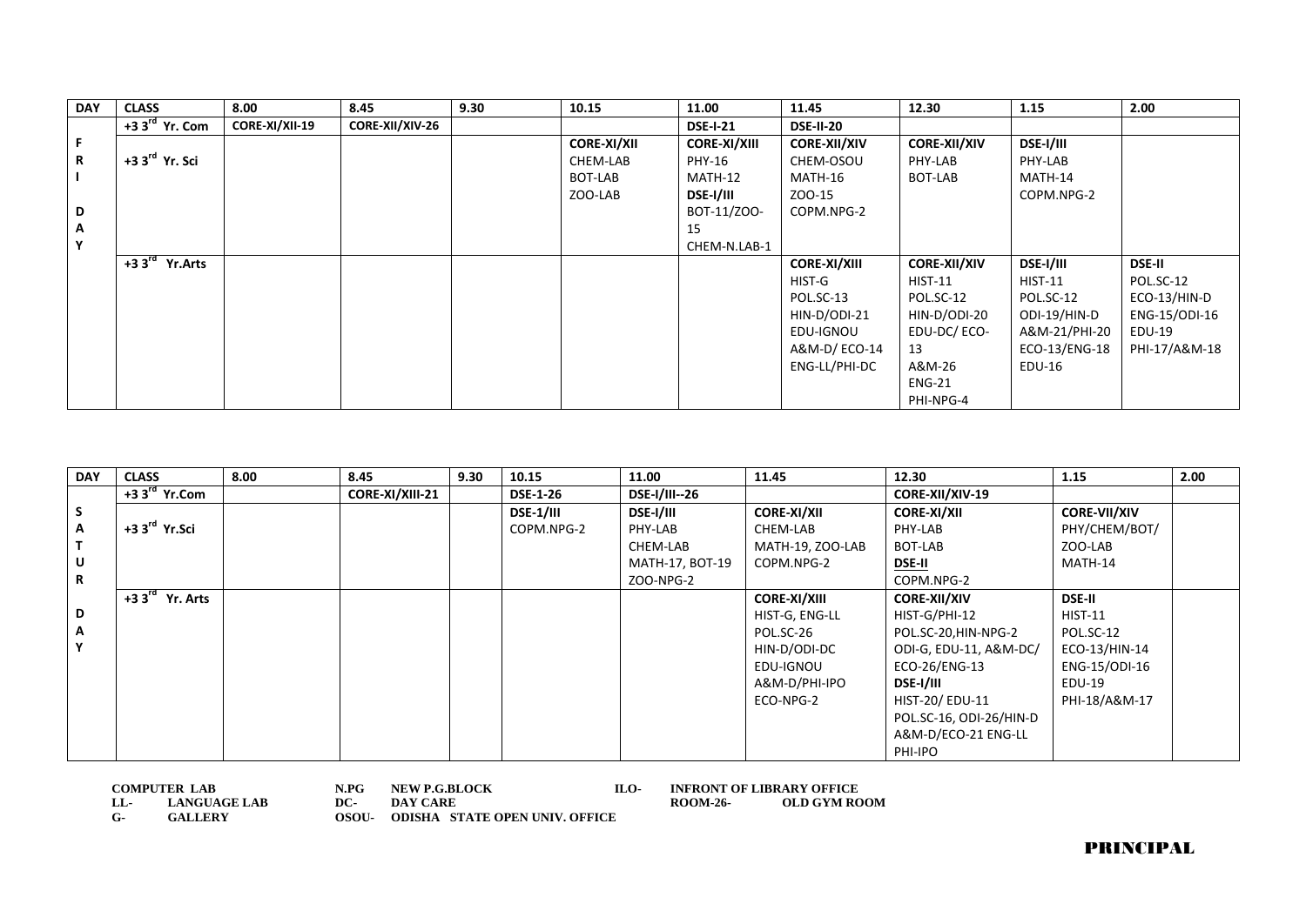| DAY | CLASS | 8.00 | 8.45 | 9.30 | 10.15 | 11.00 | 11.45 | 12.30 | 1.15 | 2.00 |
|---|---|---|---|---|---|---|---|---|---|---|
| FRIDAY | +3 3rd Yr. Com | CORE-XI/XII-19 | CORE-XII/XIV-26 | | | DSE-I-21 | DSE-II-20 | | | |
| | +3 3rd Yr. Sci | | | | CORE-XI/XII CHEM-LAB BOT-LAB ZOO-LAB | CORE-XI/XIII PHY-16 MATH-12 DSE-I/III BOT-11/ZOO-15 CHEM-N.LAB-1 | CORE-XII/XIV CHEM-OSOU MATH-16 ZOO-15 COPM.NPG-2 | CORE-XII/XIV PHY-LAB BOT-LAB | DSE-I/III PHY-LAB MATH-14 COPM.NPG-2 | |
| | +3 3rd Yr.Arts | | | | | | CORE-XI/XIII HIST-G POL.SC-13 HIN-D/ODI-21 EDU-IGNOU A&M-D/ ECO-14 ENG-LL/PHI-DC | CORE-XII/XIV HIST-11 POL.SC-12 HIN-D/ODI-20 EDU-DC/ ECO-13 A&M-26 ENG-21 PHI-NPG-4 | DSE-I/III HIST-11 POL.SC-12 ODI-19/HIN-D A&M-21/PHI-20 ECO-13/ENG-18 EDU-16 | DSE-II POL.SC-12 ECO-13/HIN-D ENG-15/ODI-16 EDU-19 PHI-17/A&M-18 |

| DAY | CLASS | 8.00 | 8.45 | 9.30 | 10.15 | 11.00 | 11.45 | 12.30 | 1.15 | 2.00 |
|---|---|---|---|---|---|---|---|---|---|---|
| SATURDAY | +3 3rd Yr.Com | | CORE-XI/XIII-21 | | DSE-1-26 | DSE-I/III--26 | | CORE-XII/XIV-19 | | |
| | +3 3rd Yr.Sci | | | | DSE-1/III COPM.NPG-2 | DSE-I/III PHY-LAB CHEM-LAB MATH-17, BOT-19 ZOO-NPG-2 | CORE-XI/XII CHEM-LAB MATH-19, ZOO-LAB COPM.NPG-2 | CORE-XI/XII PHY-LAB BOT-LAB DSE-II COPM.NPG-2 | CORE-VII/XIV PHY/CHEM/BOT/ ZOO-LAB MATH-14 | |
| | +3 3rd Yr. Arts | | | | | | CORE-XI/XIII HIST-G, ENG-LL POL.SC-26 HIN-D/ODI-DC EDU-IGNOU A&M-D/PHI-IPO ECO-NPG-2 | CORE-XII/XIV HIST-G/PHI-12 POL.SC-20,HIN-NPG-2 ODI-G, EDU-11, A&M-DC/ ECO-26/ENG-13 DSE-I/III HIST-20/ EDU-11 POL.SC-16, ODI-26/HIN-D A&M-D/ECO-21 ENG-LL PHI-IPO | DSE-II HIST-11 POL.SC-12 ECO-13/HIN-14 ENG-15/ODI-16 EDU-19 PHI-18/A&M-17 | |

COMPUTER LAB &nbsp;&nbsp; N.PG NEW P.G.BLOCK &nbsp;&nbsp; ILO- INFRONT OF LIBRARY OFFICE

LL- LANGUAGE LAB &nbsp;&nbsp; DC- DAY CARE &nbsp;&nbsp; ROOM-26- OLD GYM ROOM

G- GALLERY &nbsp;&nbsp; OSOU- ODISHA STATE OPEN UNIV. OFFICE

**PRINCIPAL**